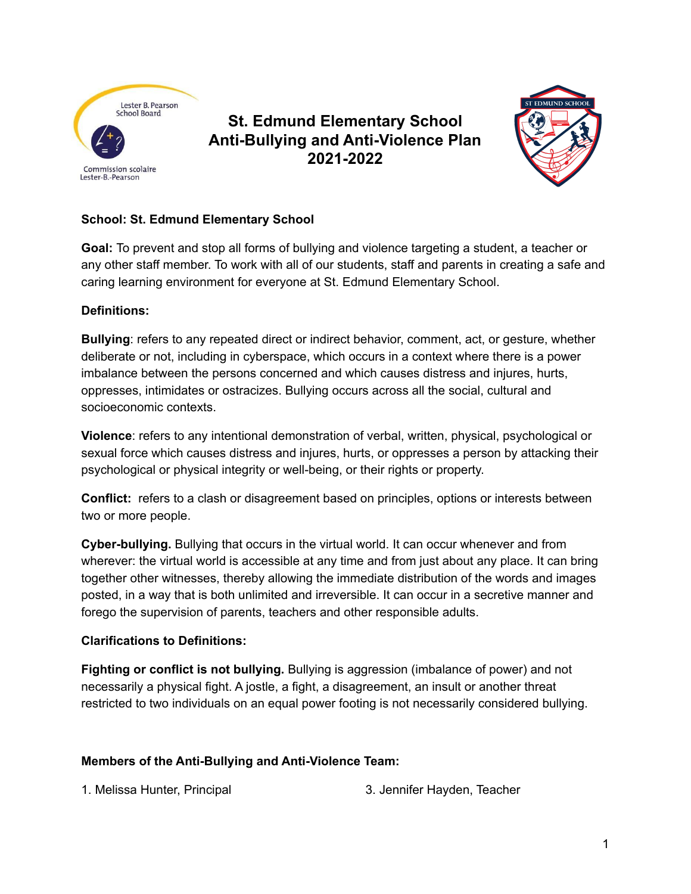# St. Edmund Elementary School Anti-Bullying and Anti-Violence Plan 2021-2022

**School: St. Edmund Elementary School**

**Goal:** To prevent and stop all forms of bullying and violence targeting a student, a teacher or any other staff member. To work with all of our students, staff and parents in creating a safe and caring learning environment for everyone at St. Edmund Elementary School.

**Definitions:**

**Bullying**: refers to any repeated direct or indirect behavior, comment, act, or gesture, whether deliberate or not, including in cyberspace, which occurs in a context where there is a power imbalance between the persons concerned and which causes distress and injures, hurts, oppresses, intimidates or ostracizes. Bullying occurs across all the social, cultural and socioeconomic contexts.

**Violence**: refers to any intentional demonstration of verbal, written, physical, psychological or sexual force which causes distress and injures, hurts, or oppresses a person by attacking their psychological or physical integrity or well-being, or their rights or property.

**Conflict:** refers to a clash or disagreement based on principles, options or interests between two or more people.

**Cyber-bullying.** Bullying that occurs in the virtual world. It can occur whenever and from wherever: the virtual world is accessible at any time and from just about any place. It can bring together other witnesses, thereby allowing the immediate distribution of the words and images posted, in a way that is both unlimited and irreversible. It can occur in a secretive manner and forego the supervision of parents, teachers and other responsible adults.

**Clarifications to Definitions:**

**Fighting or conflict is not bullying.** Bullying is aggression (imbalance of power) and not necessarily a physical fight. A jostle, a fight, a disagreement, an insult or another threat restricted to two individuals on an equal power footing is not necessarily considered bullying.

**Members of the Anti-Bullying and Anti-Violence Team:**

1. Melissa Hunter, Principal
3. Jennifer Hayden, Teacher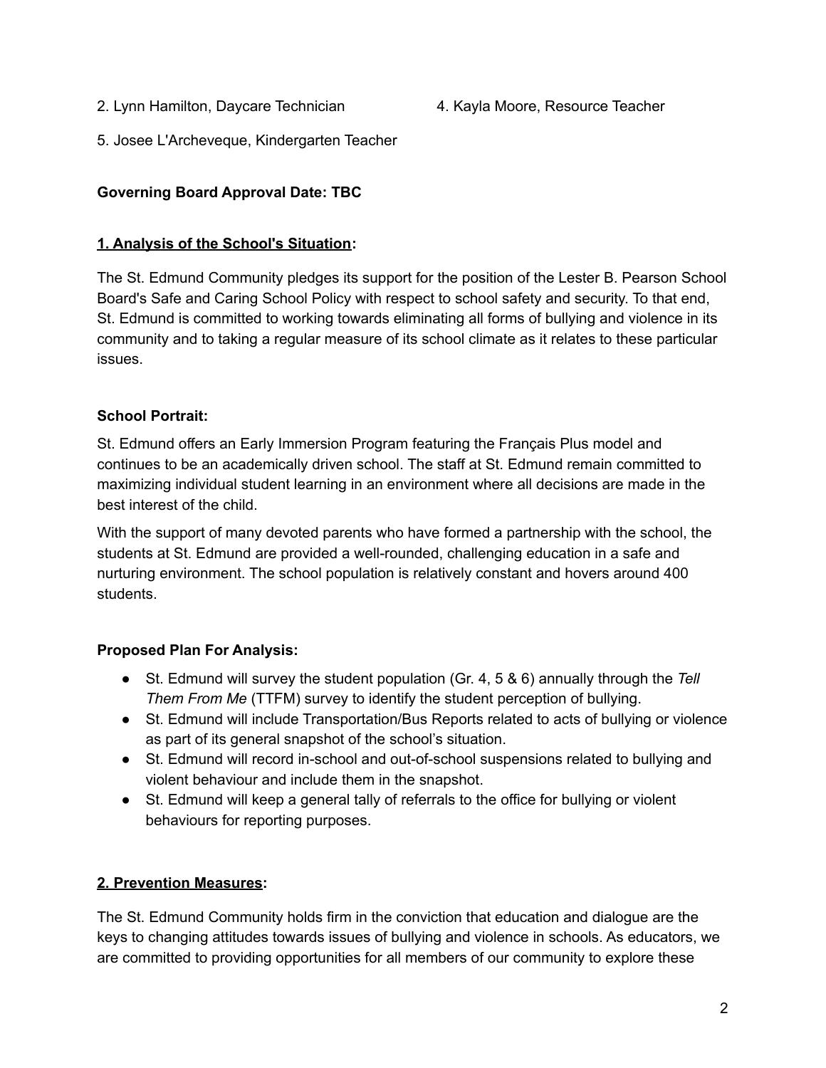2. Lynn Hamilton, Daycare Technician

4. Kayla Moore, Resource Teacher

5. Josee L'Archeveque, Kindergarten Teacher

**Governing Board Approval Date: TBC**

## **1. Analysis of the School's Situation:**

The St. Edmund Community pledges its support for the position of the Lester B. Pearson School Board's Safe and Caring School Policy with respect to school safety and security. To that end, St. Edmund is committed to working towards eliminating all forms of bullying and violence in its community and to taking a regular measure of its school climate as it relates to these particular issues.

### **School Portrait:**

St. Edmund offers an Early Immersion Program featuring the Français Plus model and continues to be an academically driven school. The staff at St. Edmund remain committed to maximizing individual student learning in an environment where all decisions are made in the best interest of the child.

With the support of many devoted parents who have formed a partnership with the school, the students at St. Edmund are provided a well-rounded, challenging education in a safe and nurturing environment. The school population is relatively constant and hovers around 400 students.

### **Proposed Plan For Analysis:**

- St. Edmund will survey the student population (Gr. 4, 5 & 6) annually through the *Tell Them From Me* (TTFM) survey to identify the student perception of bullying.
- St. Edmund will include Transportation/Bus Reports related to acts of bullying or violence as part of its general snapshot of the school's situation.
- St. Edmund will record in-school and out-of-school suspensions related to bullying and violent behaviour and include them in the snapshot.
- St. Edmund will keep a general tally of referrals to the office for bullying or violent behaviours for reporting purposes.

## **2. Prevention Measures:**

The St. Edmund Community holds firm in the conviction that education and dialogue are the keys to changing attitudes towards issues of bullying and violence in schools. As educators, we are committed to providing opportunities for all members of our community to explore these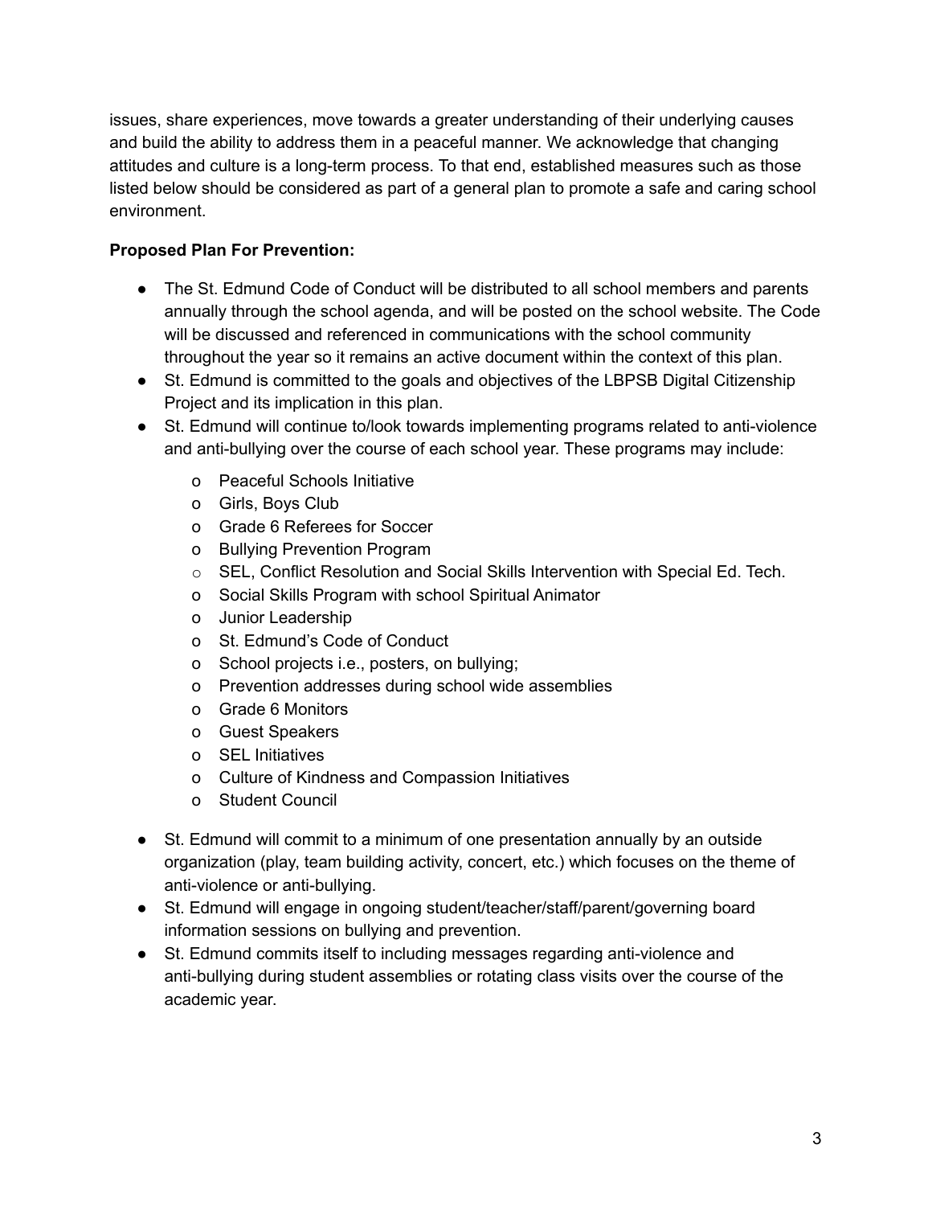issues, share experiences, move towards a greater understanding of their underlying causes and build the ability to address them in a peaceful manner. We acknowledge that changing attitudes and culture is a long-term process. To that end, established measures such as those listed below should be considered as part of a general plan to promote a safe and caring school environment.

**Proposed Plan For Prevention:**

- The St. Edmund Code of Conduct will be distributed to all school members and parents annually through the school agenda, and will be posted on the school website. The Code will be discussed and referenced in communications with the school community throughout the year so it remains an active document within the context of this plan.
- St. Edmund is committed to the goals and objectives of the LBPSB Digital Citizenship Project and its implication in this plan.
- St. Edmund will continue to/look towards implementing programs related to anti-violence and anti-bullying over the course of each school year. These programs may include:
  - Peaceful Schools Initiative
  - Girls, Boys Club
  - Grade 6 Referees for Soccer
  - Bullying Prevention Program
  - SEL, Conflict Resolution and Social Skills Intervention with Special Ed. Tech.
  - Social Skills Program with school Spiritual Animator
  - Junior Leadership
  - St. Edmund's Code of Conduct
  - School projects i.e., posters, on bullying;
  - Prevention addresses during school wide assemblies
  - Grade 6 Monitors
  - Guest Speakers
  - SEL Initiatives
  - Culture of Kindness and Compassion Initiatives
  - Student Council
- St. Edmund will commit to a minimum of one presentation annually by an outside organization (play, team building activity, concert, etc.) which focuses on the theme of anti-violence or anti-bullying.
- St. Edmund will engage in ongoing student/teacher/staff/parent/governing board information sessions on bullying and prevention.
- St. Edmund commits itself to including messages regarding anti-violence and anti-bullying during student assemblies or rotating class visits over the course of the academic year.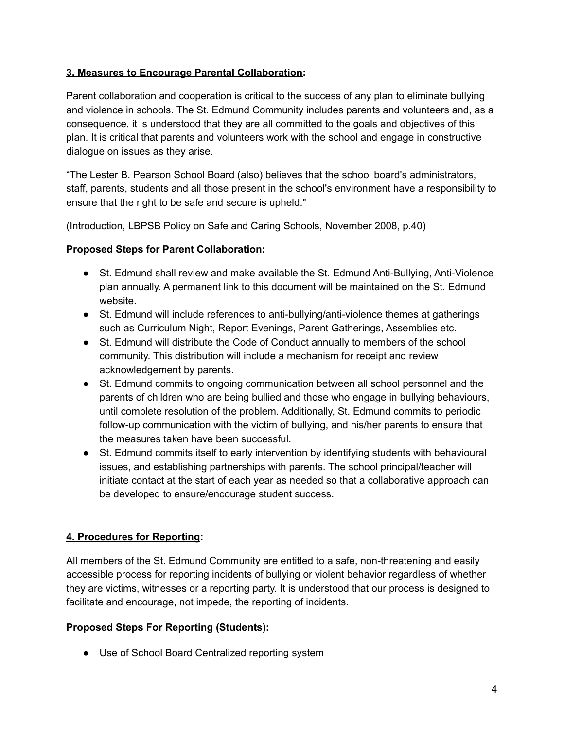## **3. Measures to Encourage Parental Collaboration:**

Parent collaboration and cooperation is critical to the success of any plan to eliminate bullying and violence in schools. The St. Edmund Community includes parents and volunteers and, as a consequence, it is understood that they are all committed to the goals and objectives of this plan. It is critical that parents and volunteers work with the school and engage in constructive dialogue on issues as they arise.

"The Lester B. Pearson School Board (also) believes that the school board's administrators, staff, parents, students and all those present in the school's environment have a responsibility to ensure that the right to be safe and secure is upheld."

(Introduction, LBPSB Policy on Safe and Caring Schools, November 2008, p.40)

**Proposed Steps for Parent Collaboration:**

- St. Edmund shall review and make available the St. Edmund Anti-Bullying, Anti-Violence plan annually. A permanent link to this document will be maintained on the St. Edmund website.
- St. Edmund will include references to anti-bullying/anti-violence themes at gatherings such as Curriculum Night, Report Evenings, Parent Gatherings, Assemblies etc.
- St. Edmund will distribute the Code of Conduct annually to members of the school community. This distribution will include a mechanism for receipt and review acknowledgement by parents.
- St. Edmund commits to ongoing communication between all school personnel and the parents of children who are being bullied and those who engage in bullying behaviours, until complete resolution of the problem. Additionally, St. Edmund commits to periodic follow-up communication with the victim of bullying, and his/her parents to ensure that the measures taken have been successful.
- St. Edmund commits itself to early intervention by identifying students with behavioural issues, and establishing partnerships with parents. The school principal/teacher will initiate contact at the start of each year as needed so that a collaborative approach can be developed to ensure/encourage student success.

## **4. Procedures for Reporting:**

All members of the St. Edmund Community are entitled to a safe, non-threatening and easily accessible process for reporting incidents of bullying or violent behavior regardless of whether they are victims, witnesses or a reporting party. It is understood that our process is designed to facilitate and encourage, not impede, the reporting of incidents.

**Proposed Steps For Reporting (Students):**

- Use of School Board Centralized reporting system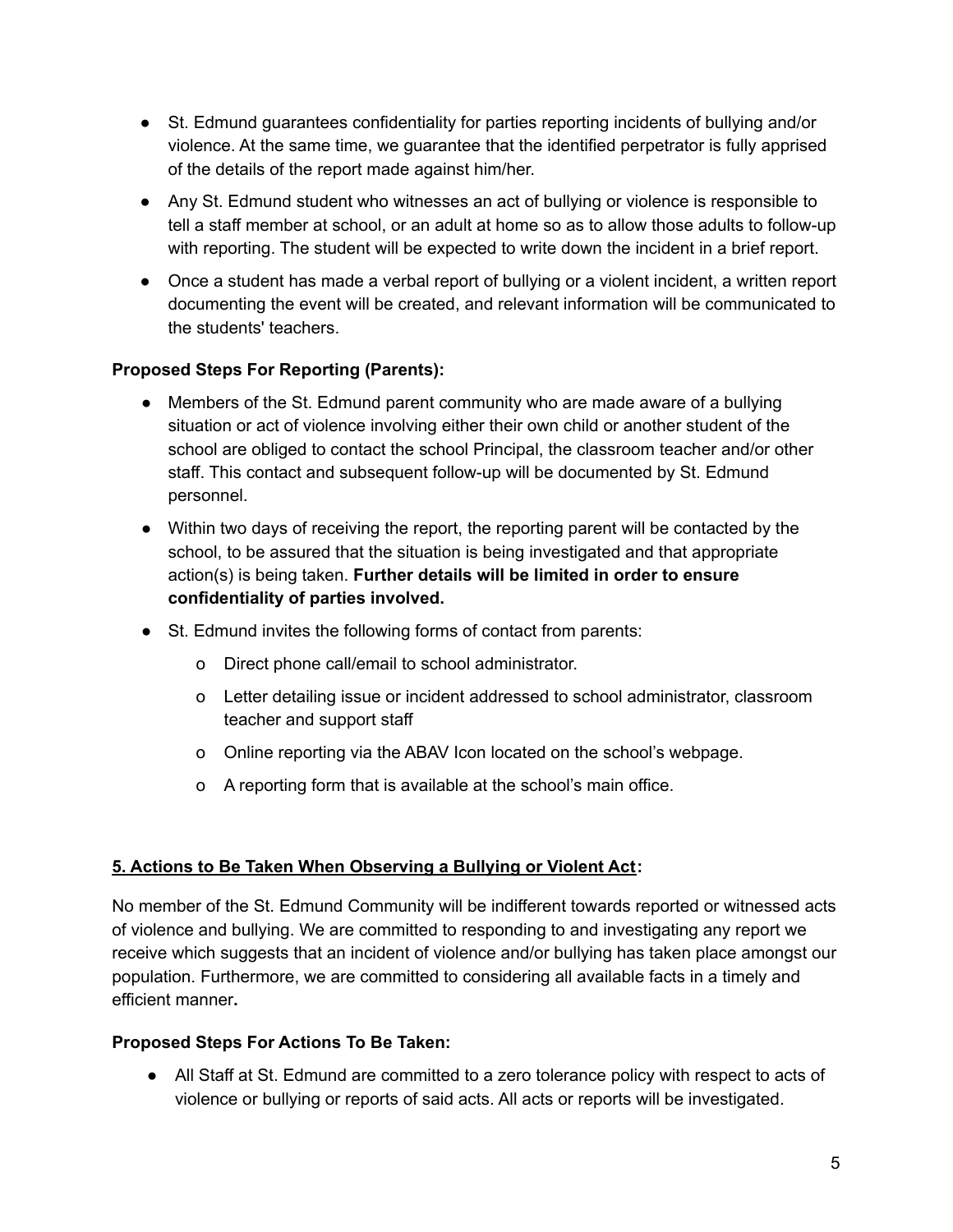- St. Edmund guarantees confidentiality for parties reporting incidents of bullying and/or violence. At the same time, we guarantee that the identified perpetrator is fully apprised of the details of the report made against him/her.
- Any St. Edmund student who witnesses an act of bullying or violence is responsible to tell a staff member at school, or an adult at home so as to allow those adults to follow-up with reporting. The student will be expected to write down the incident in a brief report.
- Once a student has made a verbal report of bullying or a violent incident, a written report documenting the event will be created, and relevant information will be communicated to the students' teachers.

**Proposed Steps For Reporting (Parents):**

- Members of the St. Edmund parent community who are made aware of a bullying situation or act of violence involving either their own child or another student of the school are obliged to contact the school Principal, the classroom teacher and/or other staff. This contact and subsequent follow-up will be documented by St. Edmund personnel.
- Within two days of receiving the report, the reporting parent will be contacted by the school, to be assured that the situation is being investigated and that appropriate action(s) is being taken. **Further details will be limited in order to ensure confidentiality of parties involved.**
- St. Edmund invites the following forms of contact from parents:
  - Direct phone call/email to school administrator.
  - Letter detailing issue or incident addressed to school administrator, classroom teacher and support staff
  - Online reporting via the ABAV Icon located on the school's webpage.
  - A reporting form that is available at the school's main office.

## **5. Actions to Be Taken When Observing a Bullying or Violent Act:**

No member of the St. Edmund Community will be indifferent towards reported or witnessed acts of violence and bullying. We are committed to responding to and investigating any report we receive which suggests that an incident of violence and/or bullying has taken place amongst our population. Furthermore, we are committed to considering all available facts in a timely and efficient manner**.**

**Proposed Steps For Actions To Be Taken:**

- All Staff at St. Edmund are committed to a zero tolerance policy with respect to acts of violence or bullying or reports of said acts. All acts or reports will be investigated.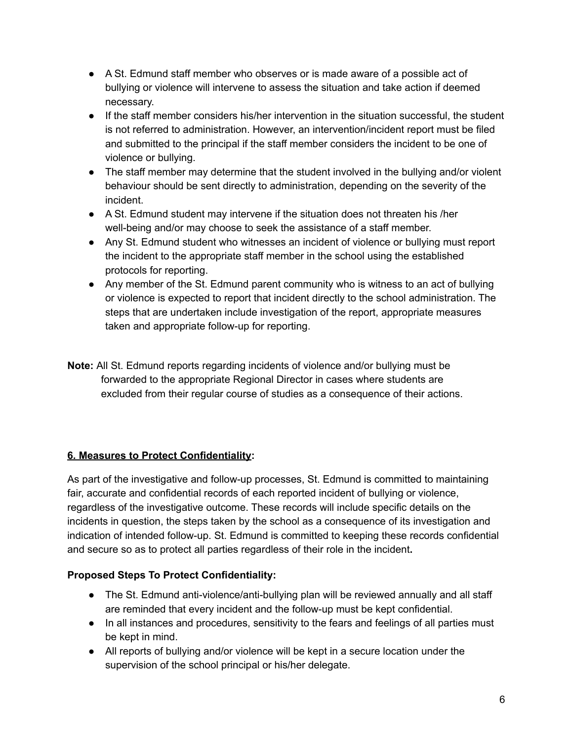- A St. Edmund staff member who observes or is made aware of a possible act of bullying or violence will intervene to assess the situation and take action if deemed necessary.
- If the staff member considers his/her intervention in the situation successful, the student is not referred to administration. However, an intervention/incident report must be filed and submitted to the principal if the staff member considers the incident to be one of violence or bullying.
- The staff member may determine that the student involved in the bullying and/or violent behaviour should be sent directly to administration, depending on the severity of the incident.
- A St. Edmund student may intervene if the situation does not threaten his /her well-being and/or may choose to seek the assistance of a staff member.
- Any St. Edmund student who witnesses an incident of violence or bullying must report the incident to the appropriate staff member in the school using the established protocols for reporting.
- Any member of the St. Edmund parent community who is witness to an act of bullying or violence is expected to report that incident directly to the school administration. The steps that are undertaken include investigation of the report, appropriate measures taken and appropriate follow-up for reporting.

**Note:** All St. Edmund reports regarding incidents of violence and/or bullying must be forwarded to the appropriate Regional Director in cases where students are excluded from their regular course of studies as a consequence of their actions.

## <u>6. Measures to Protect Confidentiality</u>:

As part of the investigative and follow-up processes, St. Edmund is committed to maintaining fair, accurate and confidential records of each reported incident of bullying or violence, regardless of the investigative outcome. These records will include specific details on the incidents in question, the steps taken by the school as a consequence of its investigation and indication of intended follow-up. St. Edmund is committed to keeping these records confidential and secure so as to protect all parties regardless of their role in the incident**.**

**Proposed Steps To Protect Confidentiality:**

- The St. Edmund anti-violence/anti-bullying plan will be reviewed annually and all staff are reminded that every incident and the follow-up must be kept confidential.
- In all instances and procedures, sensitivity to the fears and feelings of all parties must be kept in mind.
- All reports of bullying and/or violence will be kept in a secure location under the supervision of the school principal or his/her delegate.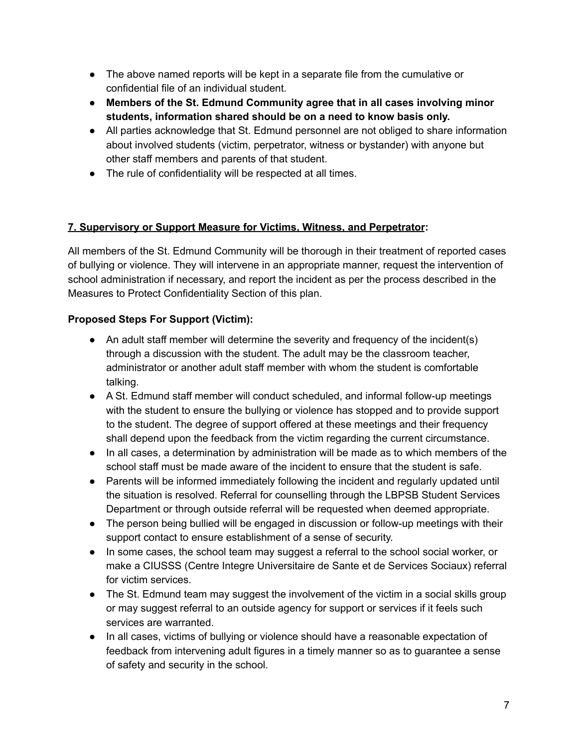- The above named reports will be kept in a separate file from the cumulative or confidential file of an individual student.
- **Members of the St. Edmund Community agree that in all cases involving minor students, information shared should be on a need to know basis only.**
- All parties acknowledge that St. Edmund personnel are not obliged to share information about involved students (victim, perpetrator, witness or bystander) with anyone but other staff members and parents of that student.
- The rule of confidentiality will be respected at all times.

## <u>7. Supervisory or Support Measure for Victims, Witness, and Perpetrator</u>:

All members of the St. Edmund Community will be thorough in their treatment of reported cases of bullying or violence. They will intervene in an appropriate manner, request the intervention of school administration if necessary, and report the incident as per the process described in the Measures to Protect Confidentiality Section of this plan.

**Proposed Steps For Support (Victim):**

- An adult staff member will determine the severity and frequency of the incident(s) through a discussion with the student. The adult may be the classroom teacher, administrator or another adult staff member with whom the student is comfortable talking.
- A St. Edmund staff member will conduct scheduled, and informal follow-up meetings with the student to ensure the bullying or violence has stopped and to provide support to the student. The degree of support offered at these meetings and their frequency shall depend upon the feedback from the victim regarding the current circumstance.
- In all cases, a determination by administration will be made as to which members of the school staff must be made aware of the incident to ensure that the student is safe.
- Parents will be informed immediately following the incident and regularly updated until the situation is resolved. Referral for counselling through the LBPSB Student Services Department or through outside referral will be requested when deemed appropriate.
- The person being bullied will be engaged in discussion or follow-up meetings with their support contact to ensure establishment of a sense of security.
- In some cases, the school team may suggest a referral to the school social worker, or make a CIUSSS (Centre Integre Universitaire de Sante et de Services Sociaux) referral for victim services.
- The St. Edmund team may suggest the involvement of the victim in a social skills group or may suggest referral to an outside agency for support or services if it feels such services are warranted.
- In all cases, victims of bullying or violence should have a reasonable expectation of feedback from intervening adult figures in a timely manner so as to guarantee a sense of safety and security in the school.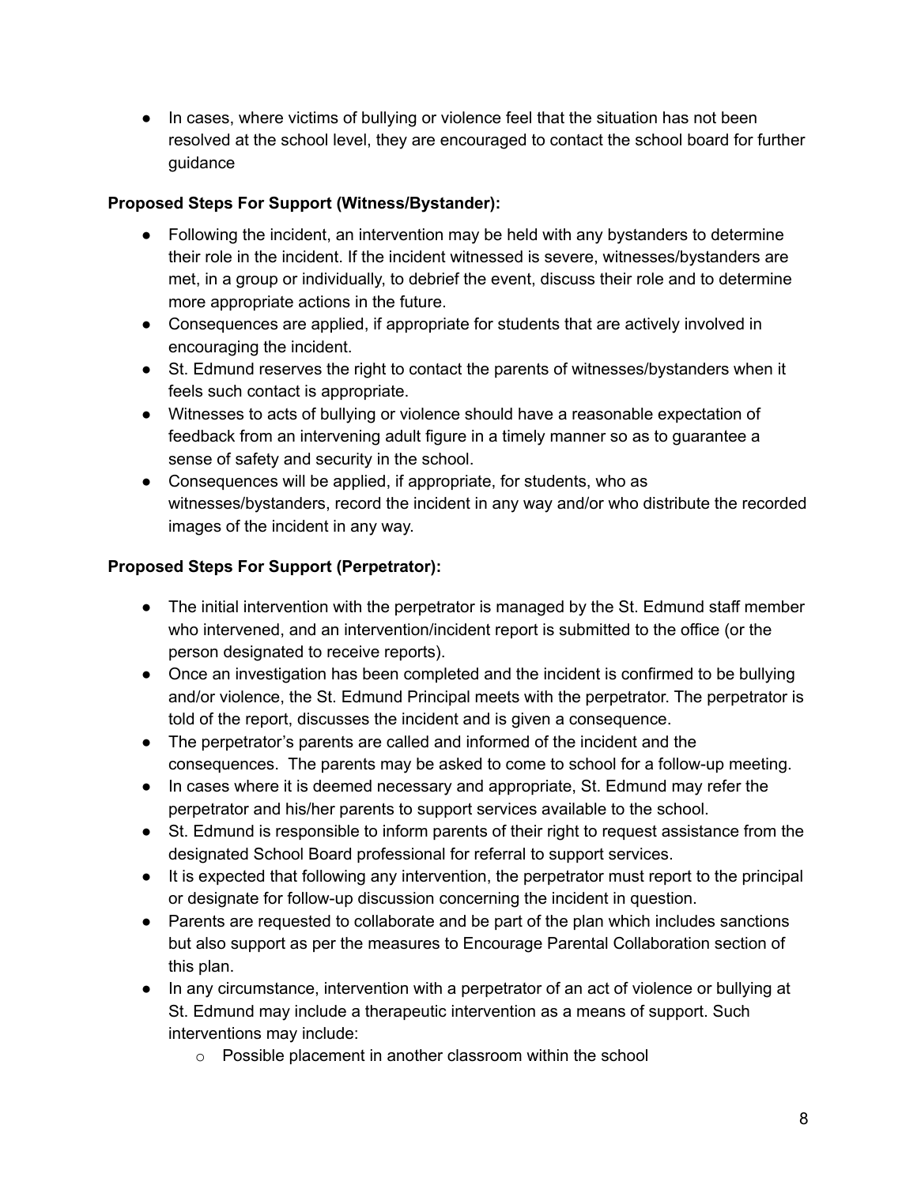- In cases, where victims of bullying or violence feel that the situation has not been resolved at the school level, they are encouraged to contact the school board for further guidance

**Proposed Steps For Support (Witness/Bystander):**

- Following the incident, an intervention may be held with any bystanders to determine their role in the incident. If the incident witnessed is severe, witnesses/bystanders are met, in a group or individually, to debrief the event, discuss their role and to determine more appropriate actions in the future.
- Consequences are applied, if appropriate for students that are actively involved in encouraging the incident.
- St. Edmund reserves the right to contact the parents of witnesses/bystanders when it feels such contact is appropriate.
- Witnesses to acts of bullying or violence should have a reasonable expectation of feedback from an intervening adult figure in a timely manner so as to guarantee a sense of safety and security in the school.
- Consequences will be applied, if appropriate, for students, who as witnesses/bystanders, record the incident in any way and/or who distribute the recorded images of the incident in any way.

**Proposed Steps For Support (Perpetrator):**

- The initial intervention with the perpetrator is managed by the St. Edmund staff member who intervened, and an intervention/incident report is submitted to the office (or the person designated to receive reports).
- Once an investigation has been completed and the incident is confirmed to be bullying and/or violence, the St. Edmund Principal meets with the perpetrator. The perpetrator is told of the report, discusses the incident and is given a consequence.
- The perpetrator's parents are called and informed of the incident and the consequences. The parents may be asked to come to school for a follow-up meeting.
- In cases where it is deemed necessary and appropriate, St. Edmund may refer the perpetrator and his/her parents to support services available to the school.
- St. Edmund is responsible to inform parents of their right to request assistance from the designated School Board professional for referral to support services.
- It is expected that following any intervention, the perpetrator must report to the principal or designate for follow-up discussion concerning the incident in question.
- Parents are requested to collaborate and be part of the plan which includes sanctions but also support as per the measures to Encourage Parental Collaboration section of this plan.
- In any circumstance, intervention with a perpetrator of an act of violence or bullying at St. Edmund may include a therapeutic intervention as a means of support. Such interventions may include:
    - Possible placement in another classroom within the school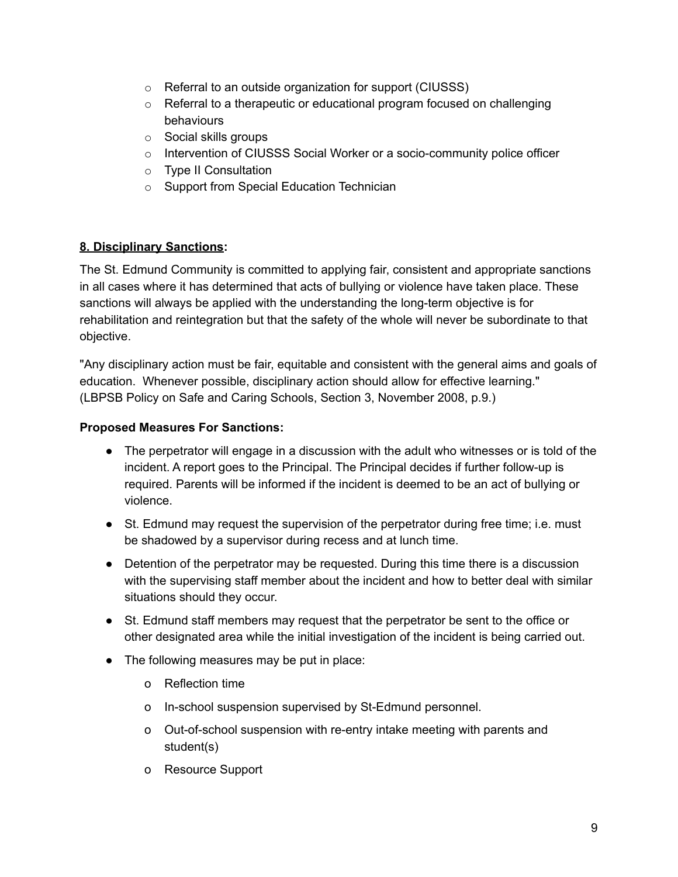- Referral to an outside organization for support (CIUSSS)
- Referral to a therapeutic or educational program focused on challenging behaviours
- Social skills groups
- Intervention of CIUSSS Social Worker or a socio-community police officer
- Type II Consultation
- Support from Special Education Technician

## 8. Disciplinary Sanctions:

The St. Edmund Community is committed to applying fair, consistent and appropriate sanctions in all cases where it has determined that acts of bullying or violence have taken place. These sanctions will always be applied with the understanding the long-term objective is for rehabilitation and reintegration but that the safety of the whole will never be subordinate to that objective.

"Any disciplinary action must be fair, equitable and consistent with the general aims and goals of education. Whenever possible, disciplinary action should allow for effective learning." (LBPSB Policy on Safe and Caring Schools, Section 3, November 2008, p.9.)

**Proposed Measures For Sanctions:**

- The perpetrator will engage in a discussion with the adult who witnesses or is told of the incident. A report goes to the Principal. The Principal decides if further follow-up is required. Parents will be informed if the incident is deemed to be an act of bullying or violence.
- St. Edmund may request the supervision of the perpetrator during free time; i.e. must be shadowed by a supervisor during recess and at lunch time.
- Detention of the perpetrator may be requested. During this time there is a discussion with the supervising staff member about the incident and how to better deal with similar situations should they occur.
- St. Edmund staff members may request that the perpetrator be sent to the office or other designated area while the initial investigation of the incident is being carried out.
- The following measures may be put in place:
  - Reflection time
  - In-school suspension supervised by St-Edmund personnel.
  - Out-of-school suspension with re-entry intake meeting with parents and student(s)
  - Resource Support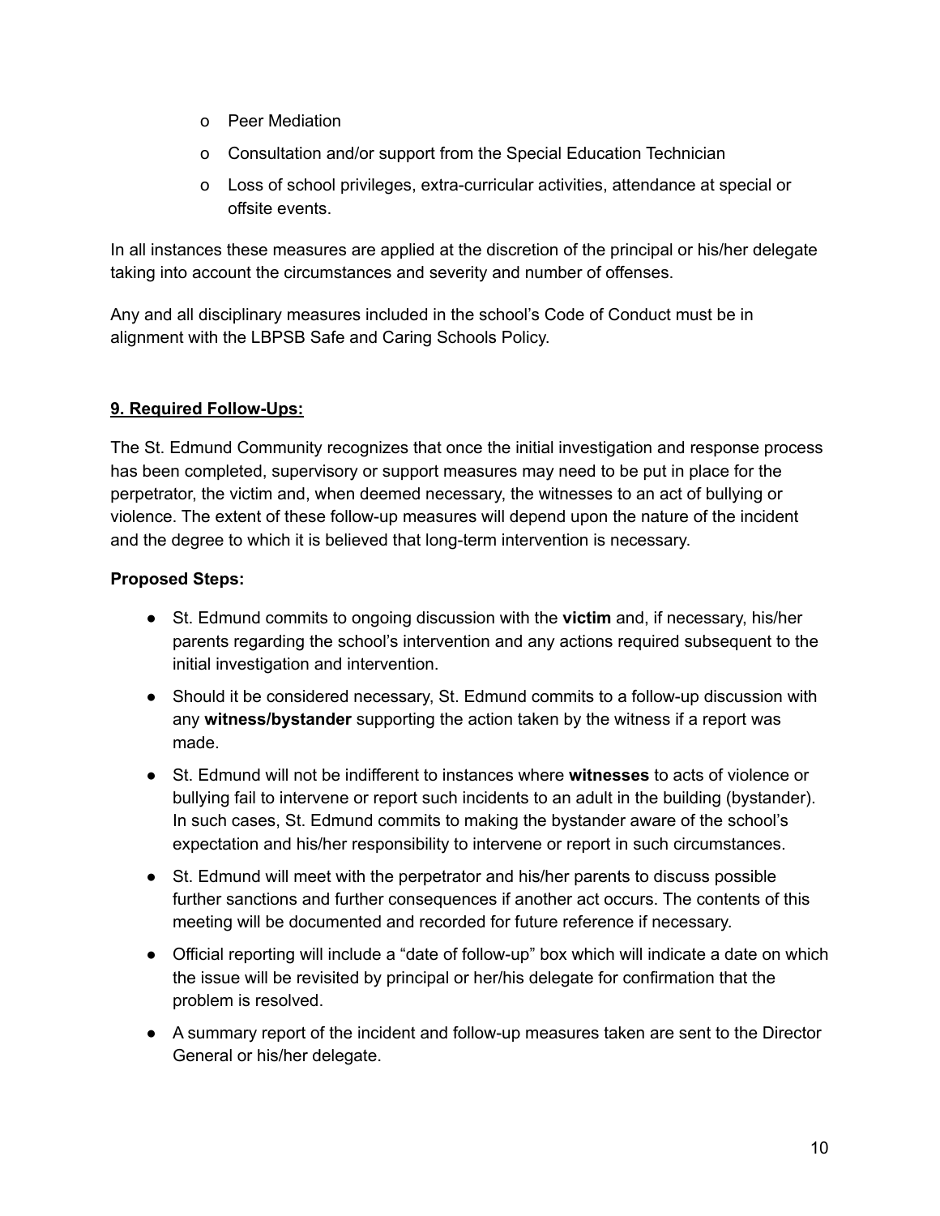- Peer Mediation
- Consultation and/or support from the Special Education Technician
- Loss of school privileges, extra-curricular activities, attendance at special or offsite events.

In all instances these measures are applied at the discretion of the principal or his/her delegate taking into account the circumstances and severity and number of offenses.

Any and all disciplinary measures included in the school's Code of Conduct must be in alignment with the LBPSB Safe and Caring Schools Policy.

## 9. Required Follow-Ups:

The St. Edmund Community recognizes that once the initial investigation and response process has been completed, supervisory or support measures may need to be put in place for the perpetrator, the victim and, when deemed necessary, the witnesses to an act of bullying or violence. The extent of these follow-up measures will depend upon the nature of the incident and the degree to which it is believed that long-term intervention is necessary.

**Proposed Steps:**

- St. Edmund commits to ongoing discussion with the **victim** and, if necessary, his/her parents regarding the school's intervention and any actions required subsequent to the initial investigation and intervention.
- Should it be considered necessary, St. Edmund commits to a follow-up discussion with any **witness/bystander** supporting the action taken by the witness if a report was made.
- St. Edmund will not be indifferent to instances where **witnesses** to acts of violence or bullying fail to intervene or report such incidents to an adult in the building (bystander). In such cases, St. Edmund commits to making the bystander aware of the school's expectation and his/her responsibility to intervene or report in such circumstances.
- St. Edmund will meet with the perpetrator and his/her parents to discuss possible further sanctions and further consequences if another act occurs. The contents of this meeting will be documented and recorded for future reference if necessary.
- Official reporting will include a "date of follow-up" box which will indicate a date on which the issue will be revisited by principal or her/his delegate for confirmation that the problem is resolved.
- A summary report of the incident and follow-up measures taken are sent to the Director General or his/her delegate.